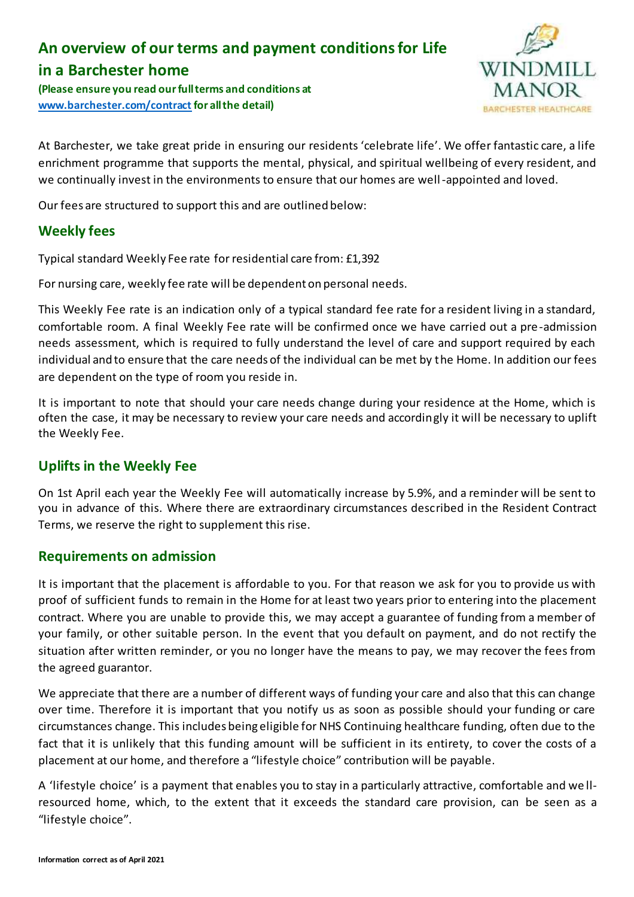# An overview of our terms and payment conditions for Life in a Barchester home

**(Please ensure you read our full terms and conditions at [www.barchester.com/contract](http://www.barchester.com/contract) for all the detail)**

WINDMILL MANOR
BARCHESTER HEALTHCARE

At Barchester, we take great pride in ensuring our residents 'celebrate life'. We offer fantastic care, a life enrichment programme that supports the mental, physical, and spiritual wellbeing of every resident, and we continually invest in the environments to ensure that our homes are well-appointed and loved.

Our fees are structured to support this and are outlined below:

## Weekly fees

Typical standard Weekly Fee rate for residential care from: £1,392

For nursing care, weekly fee rate will be dependent on personal needs.

This Weekly Fee rate is an indication only of a typical standard fee rate for a resident living in a standard, comfortable room. A final Weekly Fee rate will be confirmed once we have carried out a pre-admission needs assessment, which is required to fully understand the level of care and support required by each individual and to ensure that the care needs of the individual can be met by the Home. In addition our fees are dependent on the type of room you reside in.

It is important to note that should your care needs change during your residence at the Home, which is often the case, it may be necessary to review your care needs and accordingly it will be necessary to uplift the Weekly Fee.

## Uplifts in the Weekly Fee

On 1st April each year the Weekly Fee will automatically increase by 5.9%, and a reminder will be sent to you in advance of this. Where there are extraordinary circumstances described in the Resident Contract Terms, we reserve the right to supplement this rise.

## Requirements on admission

It is important that the placement is affordable to you. For that reason we ask for you to provide us with proof of sufficient funds to remain in the Home for at least two years prior to entering into the placement contract. Where you are unable to provide this, we may accept a guarantee of funding from a member of your family, or other suitable person. In the event that you default on payment, and do not rectify the situation after written reminder, or you no longer have the means to pay, we may recover the fees from the agreed guarantor.

We appreciate that there are a number of different ways of funding your care and also that this can change over time. Therefore it is important that you notify us as soon as possible should your funding or care circumstances change. This includes being eligible for NHS Continuing healthcare funding, often due to the fact that it is unlikely that this funding amount will be sufficient in its entirety, to cover the costs of a placement at our home, and therefore a "lifestyle choice" contribution will be payable.

A 'lifestyle choice' is a payment that enables you to stay in a particularly attractive, comfortable and well-resourced home, which, to the extent that it exceeds the standard care provision, can be seen as a "lifestyle choice".

**Information correct as of April 2021**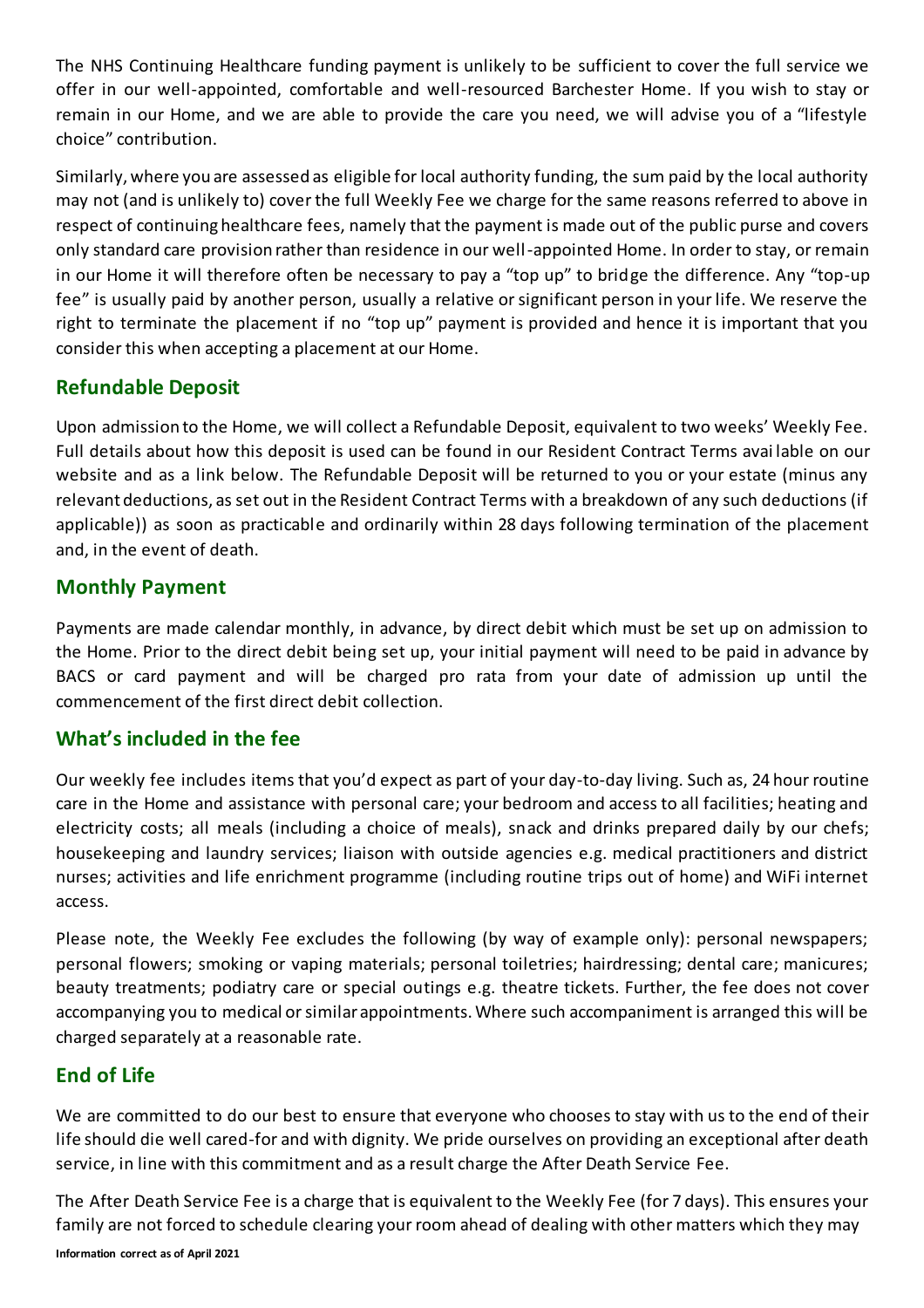The NHS Continuing Healthcare funding payment is unlikely to be sufficient to cover the full service we offer in our well-appointed, comfortable and well-resourced Barchester Home. If you wish to stay or remain in our Home, and we are able to provide the care you need, we will advise you of a "lifestyle choice" contribution.

Similarly, where you are assessed as eligible for local authority funding, the sum paid by the local authority may not (and is unlikely to) cover the full Weekly Fee we charge for the same reasons referred to above in respect of continuing healthcare fees, namely that the payment is made out of the public purse and covers only standard care provision rather than residence in our well-appointed Home. In order to stay, or remain in our Home it will therefore often be necessary to pay a "top up" to bridge the difference. Any "top-up fee" is usually paid by another person, usually a relative or significant person in your life. We reserve the right to terminate the placement if no "top up" payment is provided and hence it is important that you consider this when accepting a placement at our Home.

## Refundable Deposit

Upon admission to the Home, we will collect a Refundable Deposit, equivalent to two weeks' Weekly Fee. Full details about how this deposit is used can be found in our Resident Contract Terms available on our website and as a link below. The Refundable Deposit will be returned to you or your estate (minus any relevant deductions, as set out in the Resident Contract Terms with a breakdown of any such deductions (if applicable)) as soon as practicable and ordinarily within 28 days following termination of the placement and, in the event of death.

## Monthly Payment

Payments are made calendar monthly, in advance, by direct debit which must be set up on admission to the Home. Prior to the direct debit being set up, your initial payment will need to be paid in advance by BACS or card payment and will be charged pro rata from your date of admission up until the commencement of the first direct debit collection.

## What's included in the fee

Our weekly fee includes items that you'd expect as part of your day-to-day living. Such as, 24 hour routine care in the Home and assistance with personal care; your bedroom and access to all facilities; heating and electricity costs; all meals (including a choice of meals), snack and drinks prepared daily by our chefs; housekeeping and laundry services; liaison with outside agencies e.g. medical practitioners and district nurses; activities and life enrichment programme (including routine trips out of home) and WiFi internet access.

Please note, the Weekly Fee excludes the following (by way of example only): personal newspapers; personal flowers; smoking or vaping materials; personal toiletries; hairdressing; dental care; manicures; beauty treatments; podiatry care or special outings e.g. theatre tickets. Further, the fee does not cover accompanying you to medical or similar appointments. Where such accompaniment is arranged this will be charged separately at a reasonable rate.

## End of Life

We are committed to do our best to ensure that everyone who chooses to stay with us to the end of their life should die well cared-for and with dignity. We pride ourselves on providing an exceptional after death service, in line with this commitment and as a result charge the After Death Service Fee.

The After Death Service Fee is a charge that is equivalent to the Weekly Fee (for 7 days). This ensures your family are not forced to schedule clearing your room ahead of dealing with other matters which they may

**Information correct as of April 2021**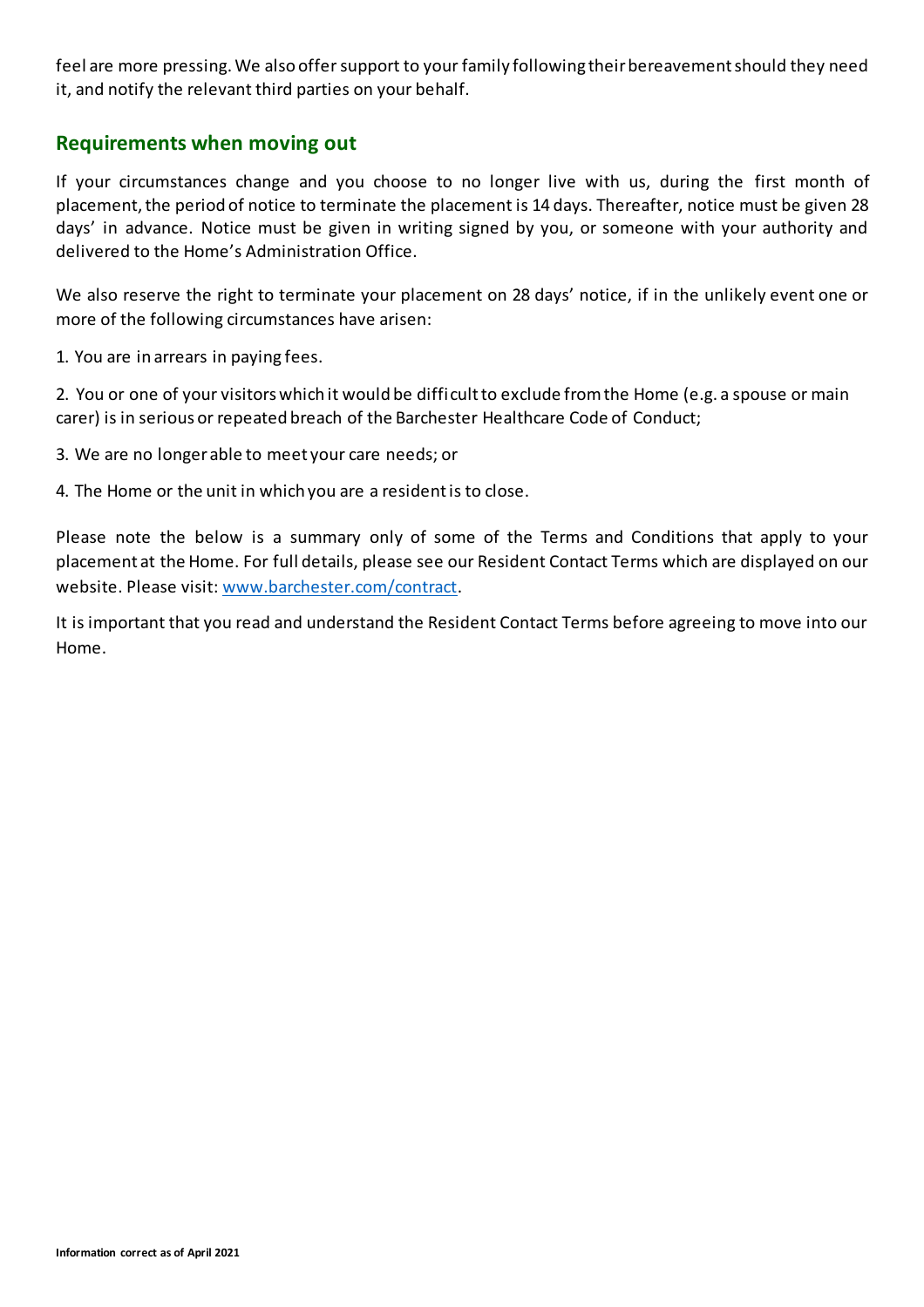feel are more pressing. We also offer support to your family following their bereavement should they need it, and notify the relevant third parties on your behalf.

## Requirements when moving out

If your circumstances change and you choose to no longer live with us, during the first month of placement, the period of notice to terminate the placement is 14 days. Thereafter, notice must be given 28 days' in advance. Notice must be given in writing signed by you, or someone with your authority and delivered to the Home's Administration Office.

We also reserve the right to terminate your placement on 28 days' notice, if in the unlikely event one or more of the following circumstances have arisen:

1. You are in arrears in paying fees.

2. You or one of your visitors which it would be difficult to exclude from the Home (e.g. a spouse or main carer) is in serious or repeated breach of the Barchester Healthcare Code of Conduct;

3. We are no longer able to meet your care needs; or

4. The Home or the unit in which you are a resident is to close.

Please note the below is a summary only of some of the Terms and Conditions that apply to your placement at the Home. For full details, please see our Resident Contact Terms which are displayed on our website. Please visit: [www.barchester.com/contract](http://www.barchester.com/contract).

It is important that you read and understand the Resident Contact Terms before agreeing to move into our Home.

**Information correct as of April 2021**